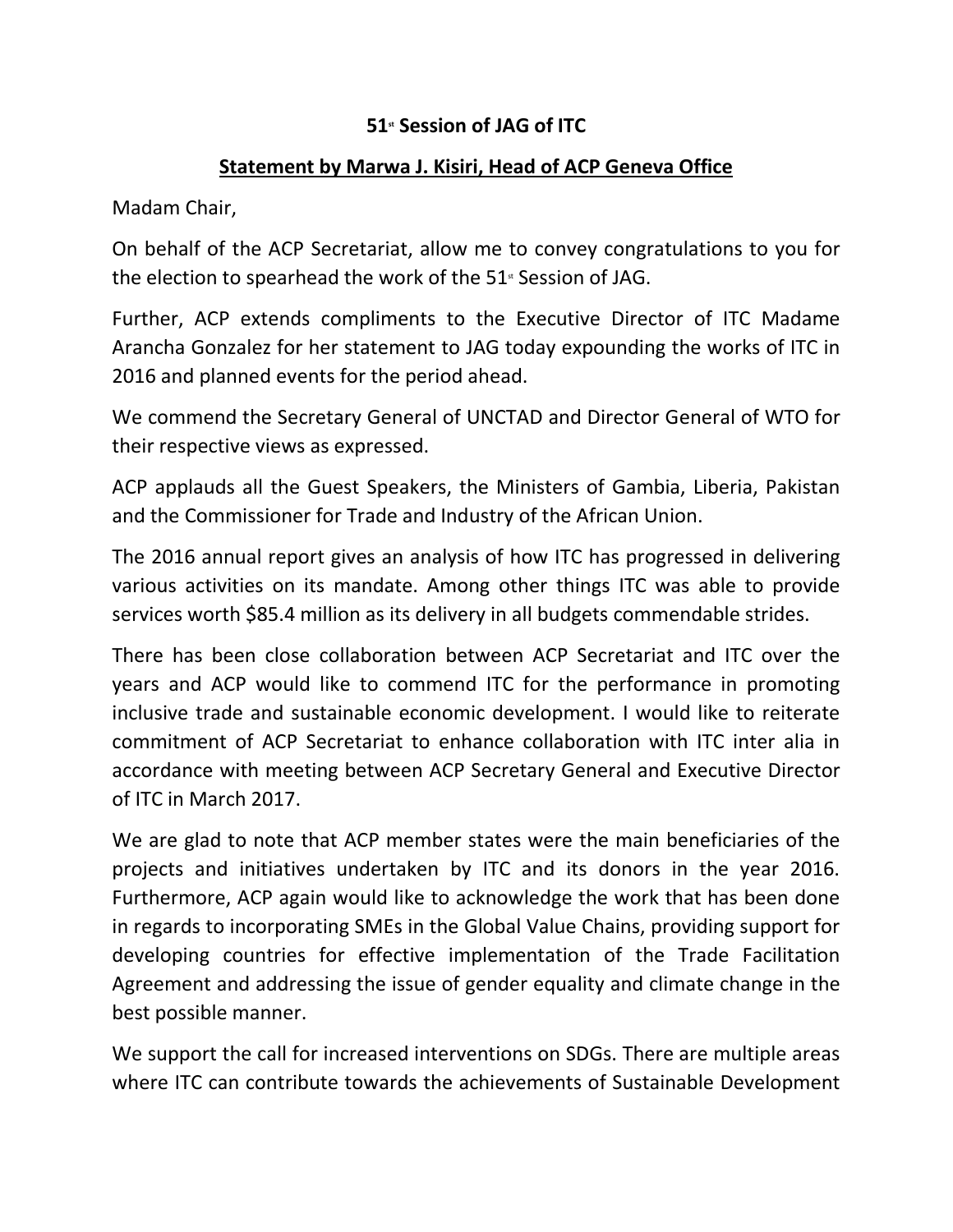**51st Session of JAG of ITC**

**Statement by Marwa J. Kisiri, Head of ACP Geneva Office**

Madam Chair,

On behalf of the ACP Secretariat, allow me to convey congratulations to you for the election to spearhead the work of the 51st Session of JAG.

Further, ACP extends compliments to the Executive Director of ITC Madame Arancha Gonzalez for her statement to JAG today expounding the works of ITC in 2016 and planned events for the period ahead.

We commend the Secretary General of UNCTAD and Director General of WTO for their respective views as expressed.

ACP applauds all the Guest Speakers, the Ministers of Gambia, Liberia, Pakistan and the Commissioner for Trade and Industry of the African Union.

The 2016 annual report gives an analysis of how ITC has progressed in delivering various activities on its mandate. Among other things ITC was able to provide services worth $85.4 million as its delivery in all budgets commendable strides.

There has been close collaboration between ACP Secretariat and ITC over the years and ACP would like to commend ITC for the performance in promoting inclusive trade and sustainable economic development. I would like to reiterate commitment of ACP Secretariat to enhance collaboration with ITC inter alia in accordance with meeting between ACP Secretary General and Executive Director of ITC in March 2017.

We are glad to note that ACP member states were the main beneficiaries of the projects and initiatives undertaken by ITC and its donors in the year 2016. Furthermore, ACP again would like to acknowledge the work that has been done in regards to incorporating SMEs in the Global Value Chains, providing support for developing countries for effective implementation of the Trade Facilitation Agreement and addressing the issue of gender equality and climate change in the best possible manner.

We support the call for increased interventions on SDGs. There are multiple areas where ITC can contribute towards the achievements of Sustainable Development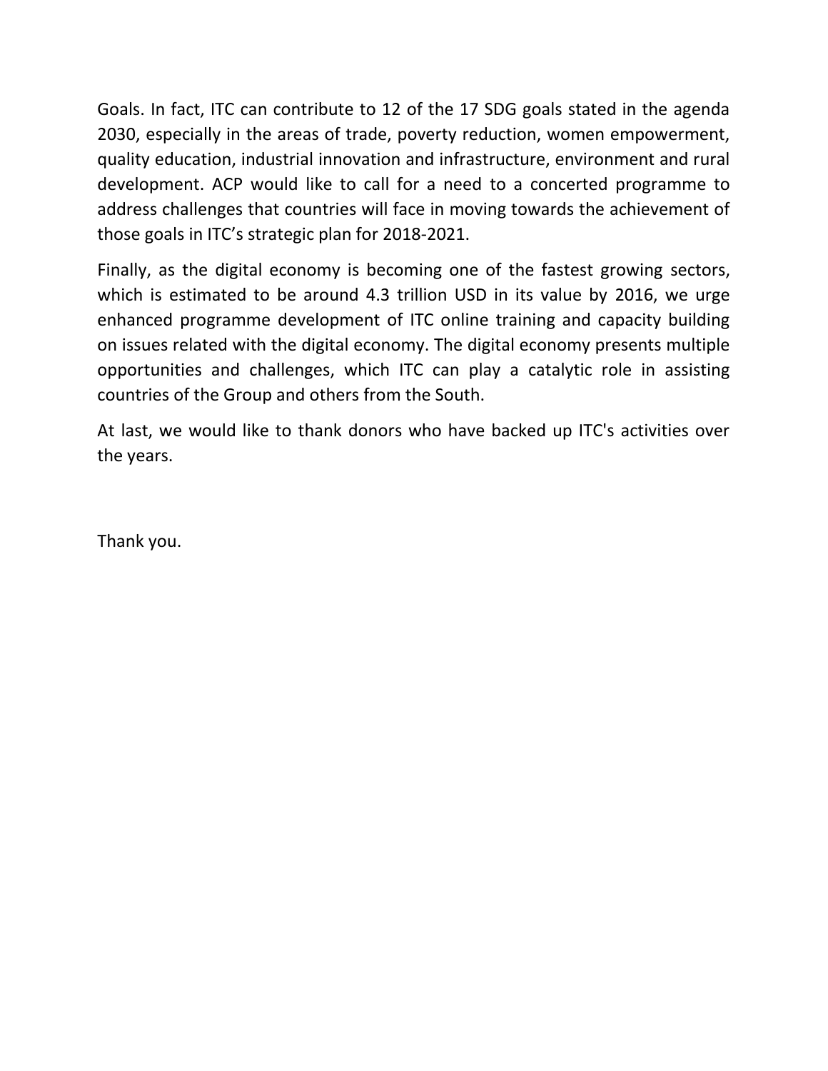Goals. In fact, ITC can contribute to 12 of the 17 SDG goals stated in the agenda 2030, especially in the areas of trade, poverty reduction, women empowerment, quality education, industrial innovation and infrastructure, environment and rural development. ACP would like to call for a need to a concerted programme to address challenges that countries will face in moving towards the achievement of those goals in ITC's strategic plan for 2018-2021.

Finally, as the digital economy is becoming one of the fastest growing sectors, which is estimated to be around 4.3 trillion USD in its value by 2016, we urge enhanced programme development of ITC online training and capacity building on issues related with the digital economy. The digital economy presents multiple opportunities and challenges, which ITC can play a catalytic role in assisting countries of the Group and others from the South.

At last, we would like to thank donors who have backed up ITC's activities over the years.

Thank you.